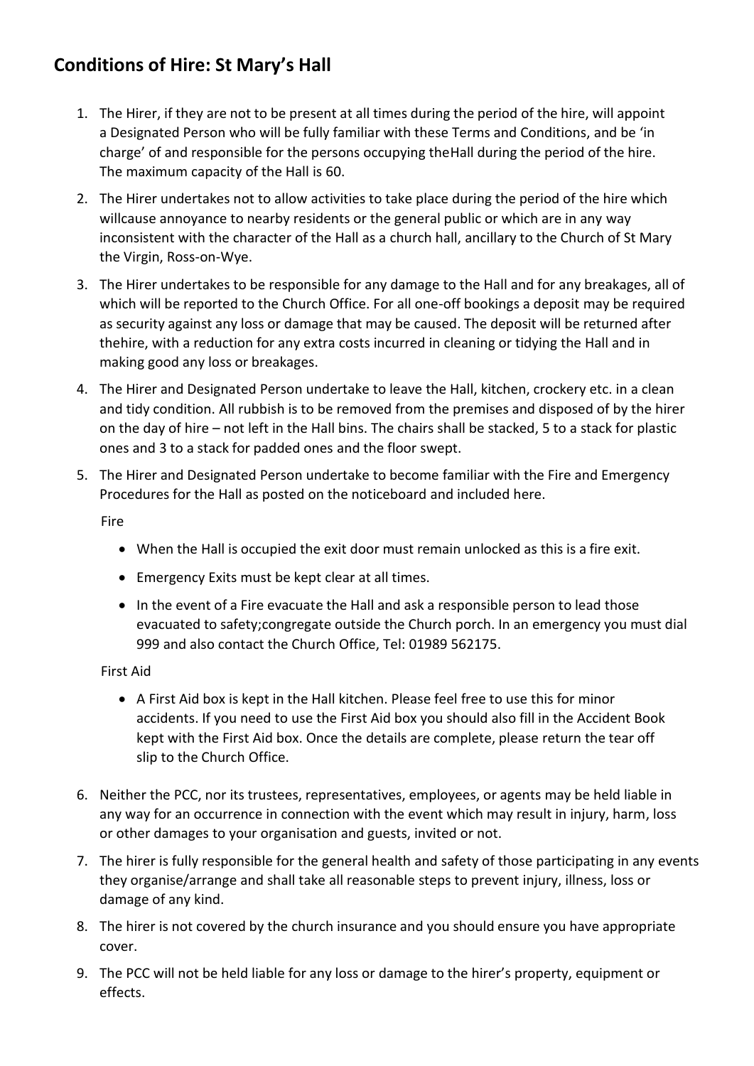## Conditions of Hire: St Mary's Hall

1. The Hirer, if they are not to be present at all times during the period of the hire, will appoint a Designated Person who will be fully familiar with these Terms and Conditions, and be 'in charge' of and responsible for the persons occupying theHall during the period of the hire. The maximum capacity of the Hall is 60.
2. The Hirer undertakes not to allow activities to take place during the period of the hire which willcause annoyance to nearby residents or the general public or which are in any way inconsistent with the character of the Hall as a church hall, ancillary to the Church of St Mary the Virgin, Ross-on-Wye.
3. The Hirer undertakes to be responsible for any damage to the Hall and for any breakages, all of which will be reported to the Church Office. For all one-off bookings a deposit may be required as security against any loss or damage that may be caused. The deposit will be returned after thehire, with a reduction for any extra costs incurred in cleaning or tidying the Hall and in making good any loss or breakages.
4. The Hirer and Designated Person undertake to leave the Hall, kitchen, crockery etc. in a clean and tidy condition. All rubbish is to be removed from the premises and disposed of by the hirer on the day of hire – not left in the Hall bins. The chairs shall be stacked, 5 to a stack for plastic ones and 3 to a stack for padded ones and the floor swept.
5. The Hirer and Designated Person undertake to become familiar with the Fire and Emergency Procedures for the Hall as posted on the noticeboard and included here.

   Fire

   - When the Hall is occupied the exit door must remain unlocked as this is a fire exit.
   - Emergency Exits must be kept clear at all times.
   - In the event of a Fire evacuate the Hall and ask a responsible person to lead those evacuated to safety;congregate outside the Church porch. In an emergency you must dial 999 and also contact the Church Office, Tel: 01989 562175.

   First Aid

   - A First Aid box is kept in the Hall kitchen. Please feel free to use this for minor accidents. If you need to use the First Aid box you should also fill in the Accident Book kept with the First Aid box. Once the details are complete, please return the tear off slip to the Church Office.

6. Neither the PCC, nor its trustees, representatives, employees, or agents may be held liable in any way for an occurrence in connection with the event which may result in injury, harm, loss or other damages to your organisation and guests, invited or not.
7. The hirer is fully responsible for the general health and safety of those participating in any events they organise/arrange and shall take all reasonable steps to prevent injury, illness, loss or damage of any kind.
8. The hirer is not covered by the church insurance and you should ensure you have appropriate cover.
9. The PCC will not be held liable for any loss or damage to the hirer's property, equipment or effects.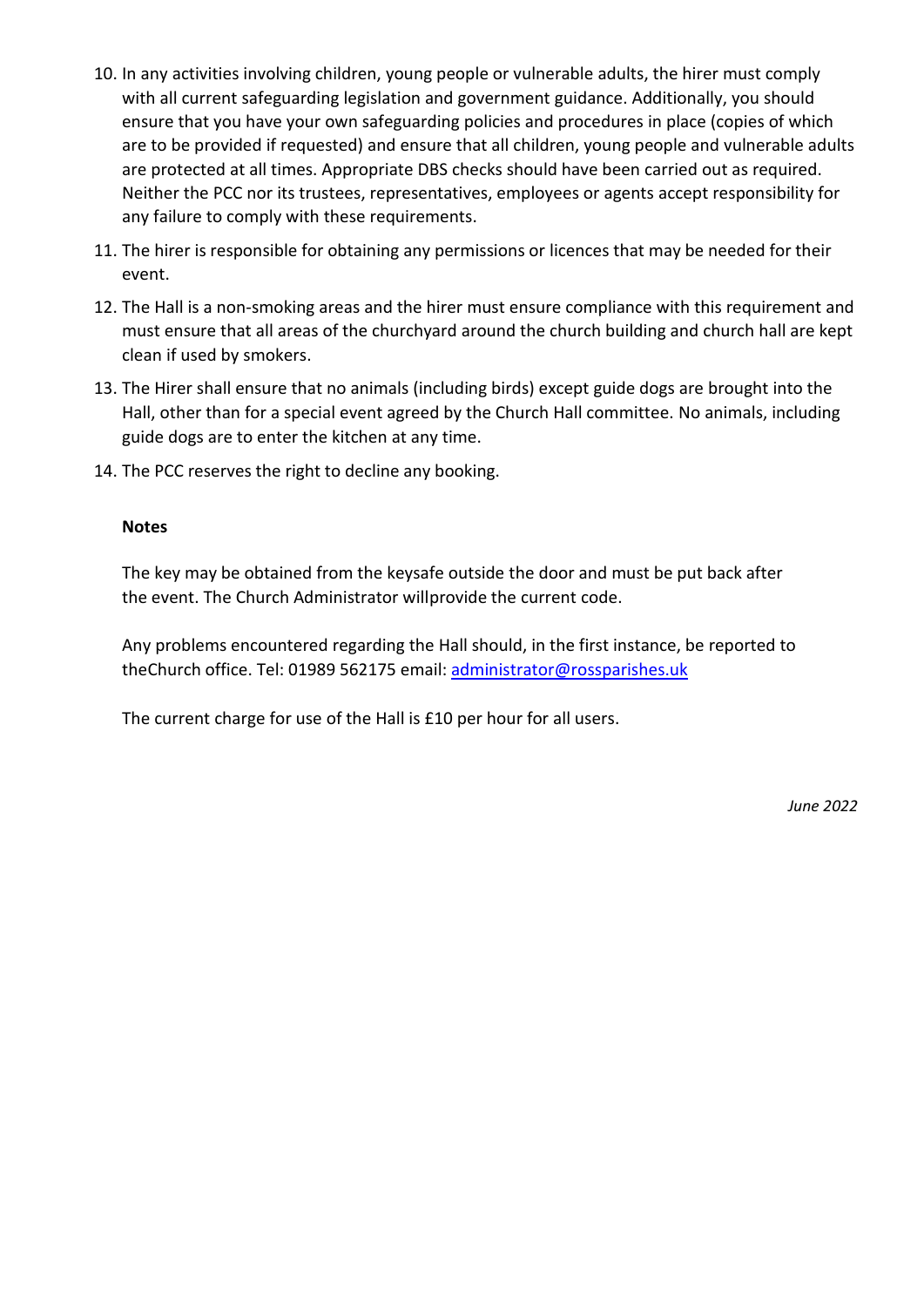10. In any activities involving children, young people or vulnerable adults, the hirer must comply with all current safeguarding legislation and government guidance. Additionally, you should ensure that you have your own safeguarding policies and procedures in place (copies of which are to be provided if requested) and ensure that all children, young people and vulnerable adults are protected at all times. Appropriate DBS checks should have been carried out as required. Neither the PCC nor its trustees, representatives, employees or agents accept responsibility for any failure to comply with these requirements.
11. The hirer is responsible for obtaining any permissions or licences that may be needed for their event.
12. The Hall is a non-smoking areas and the hirer must ensure compliance with this requirement and must ensure that all areas of the churchyard around the church building and church hall are kept clean if used by smokers.
13. The Hirer shall ensure that no animals (including birds) except guide dogs are brought into the Hall, other than for a special event agreed by the Church Hall committee. No animals, including guide dogs are to enter the kitchen at any time.
14. The PCC reserves the right to decline any booking.

**Notes**

The key may be obtained from the keysafe outside the door and must be put back after the event. The Church Administrator willprovide the current code.

Any problems encountered regarding the Hall should, in the first instance, be reported to theChurch office. Tel: 01989 562175 email: [administrator@rossparishes.uk](mailto:administrator@rossparishes.uk)

The current charge for use of the Hall is £10 per hour for all users.

*June 2022*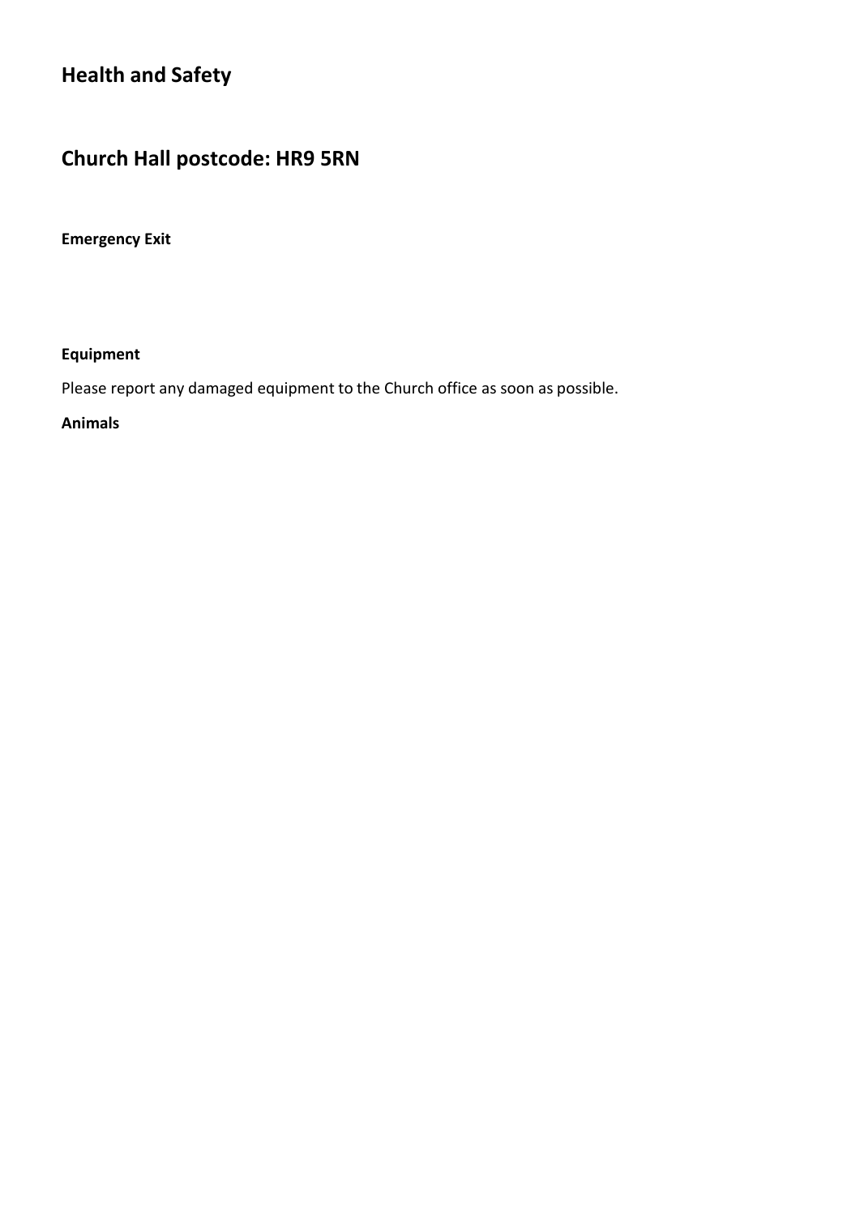## Health and Safety

## Church Hall postcode: HR9 5RN

**Emergency Exit**

**Equipment**

Please report any damaged equipment to the Church office as soon as possible.

**Animals**